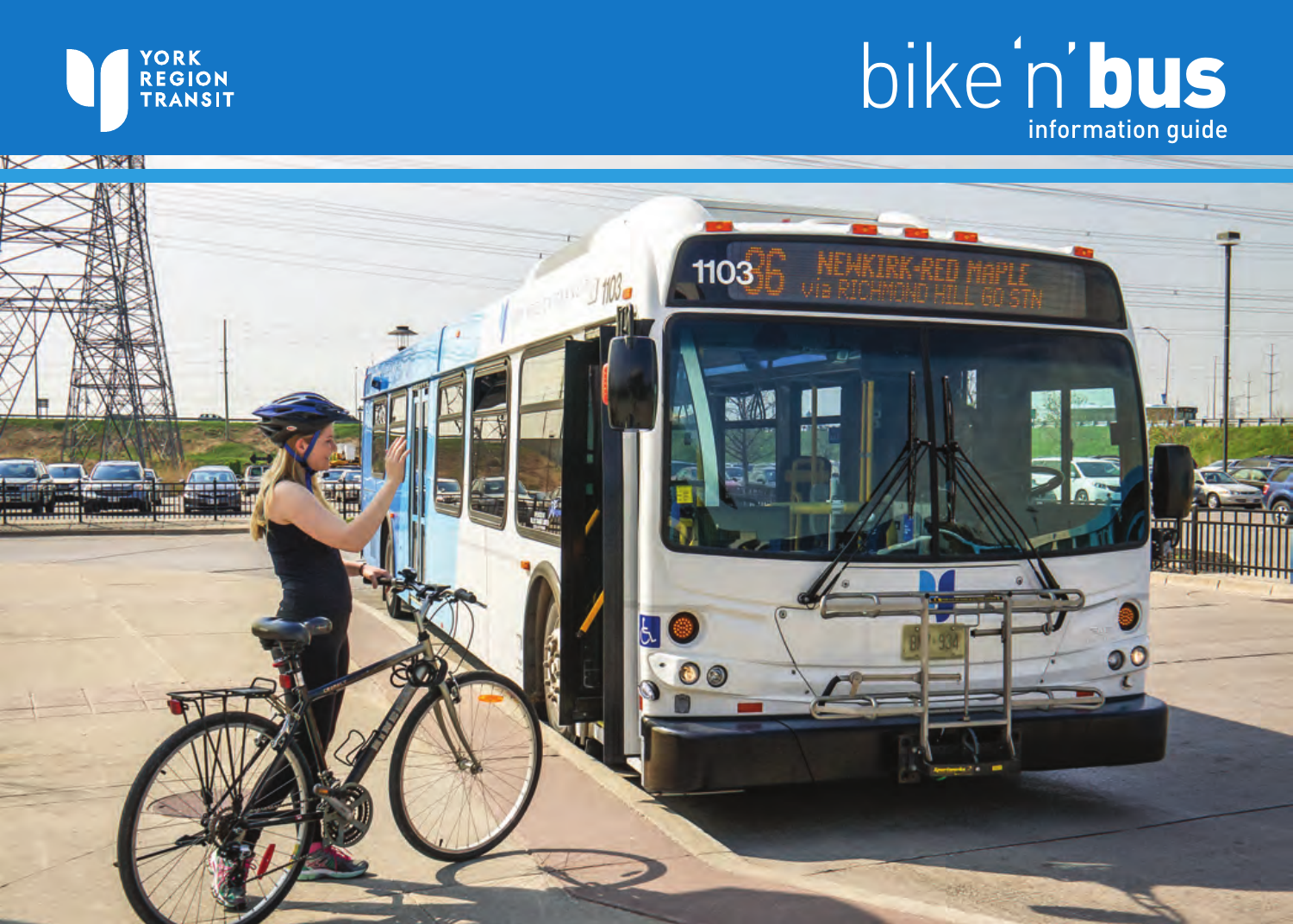YORK REGION TRANSIT

# bike 'n' bus

information guide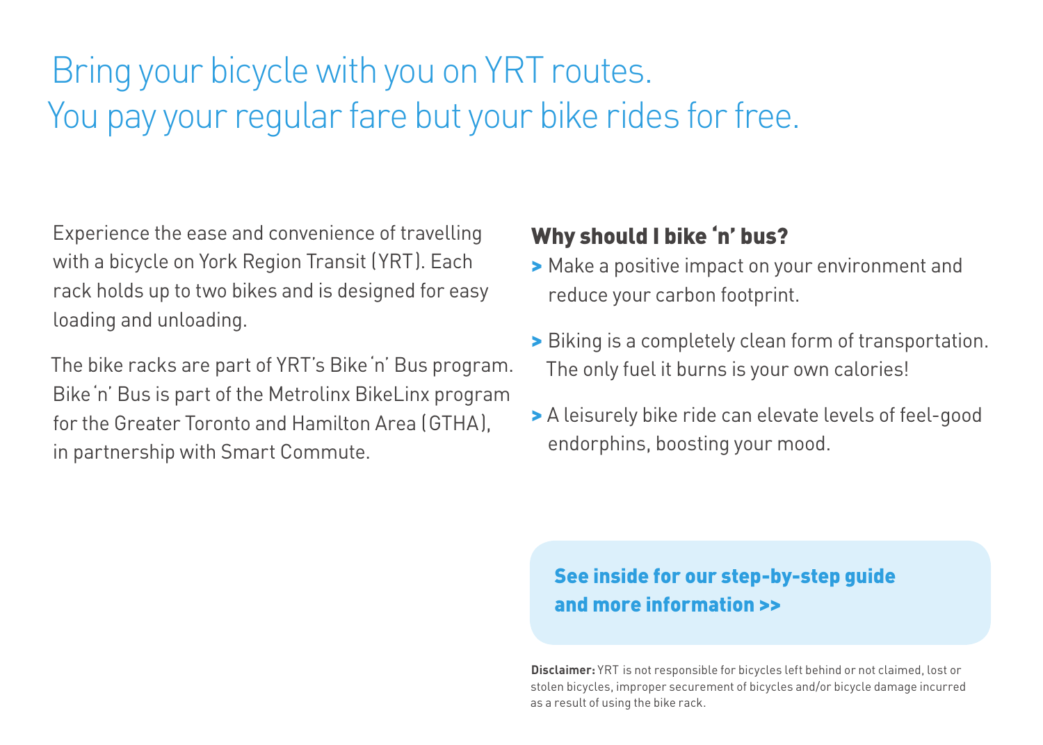# Bring your bicycle with you on YRT routes. You pay your regular fare but your bike rides for free.

Experience the ease and convenience of travelling with a bicycle on York Region Transit (YRT). Each rack holds up to two bikes and is designed for easy loading and unloading.

The bike racks are part of YRT's Bike 'n' Bus program. Bike 'n' Bus is part of the Metrolinx BikeLinx program for the Greater Toronto and Hamilton Area (GTHA), in partnership with Smart Commute.

## Why should I bike 'n' bus?

- Make a positive impact on your environment and reduce your carbon footprint.
- Biking is a completely clean form of transportation. The only fuel it burns is your own calories!
- A leisurely bike ride can elevate levels of feel-good endorphins, boosting your mood.

**See inside for our step-by-step guide and more information >>**

**Disclaimer:** YRT is not responsible for bicycles left behind or not claimed, lost or stolen bicycles, improper securement of bicycles and/or bicycle damage incurred as a result of using the bike rack.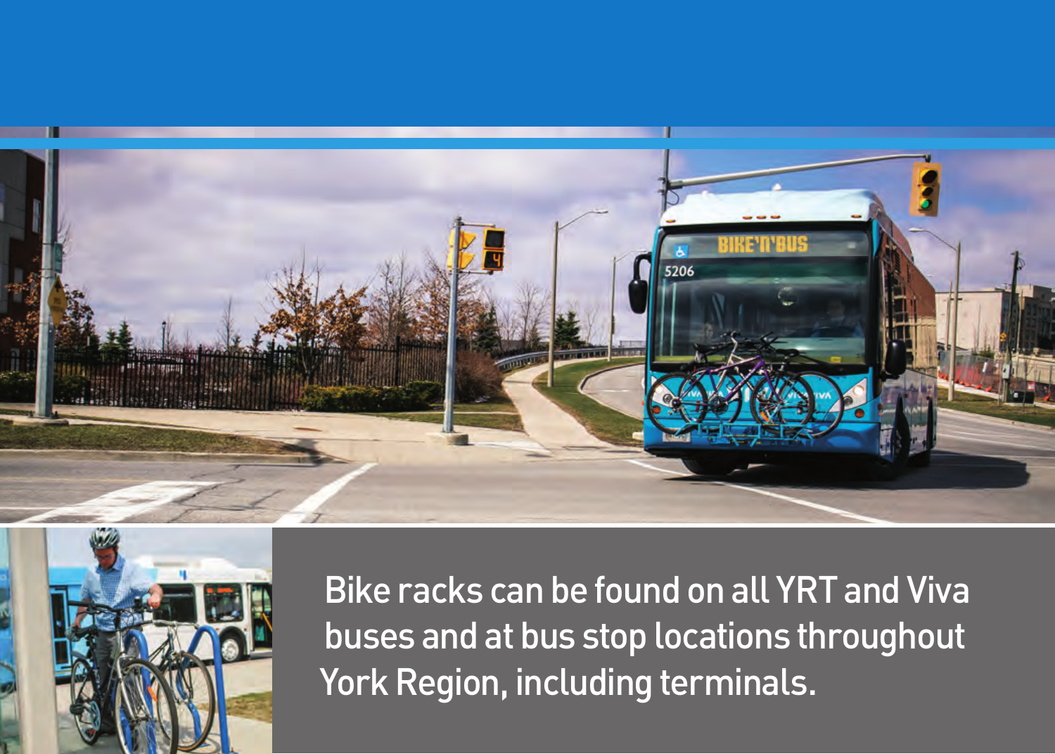Bike racks can be found on all YRT and Viva buses and at bus stop locations throughout York Region, including terminals.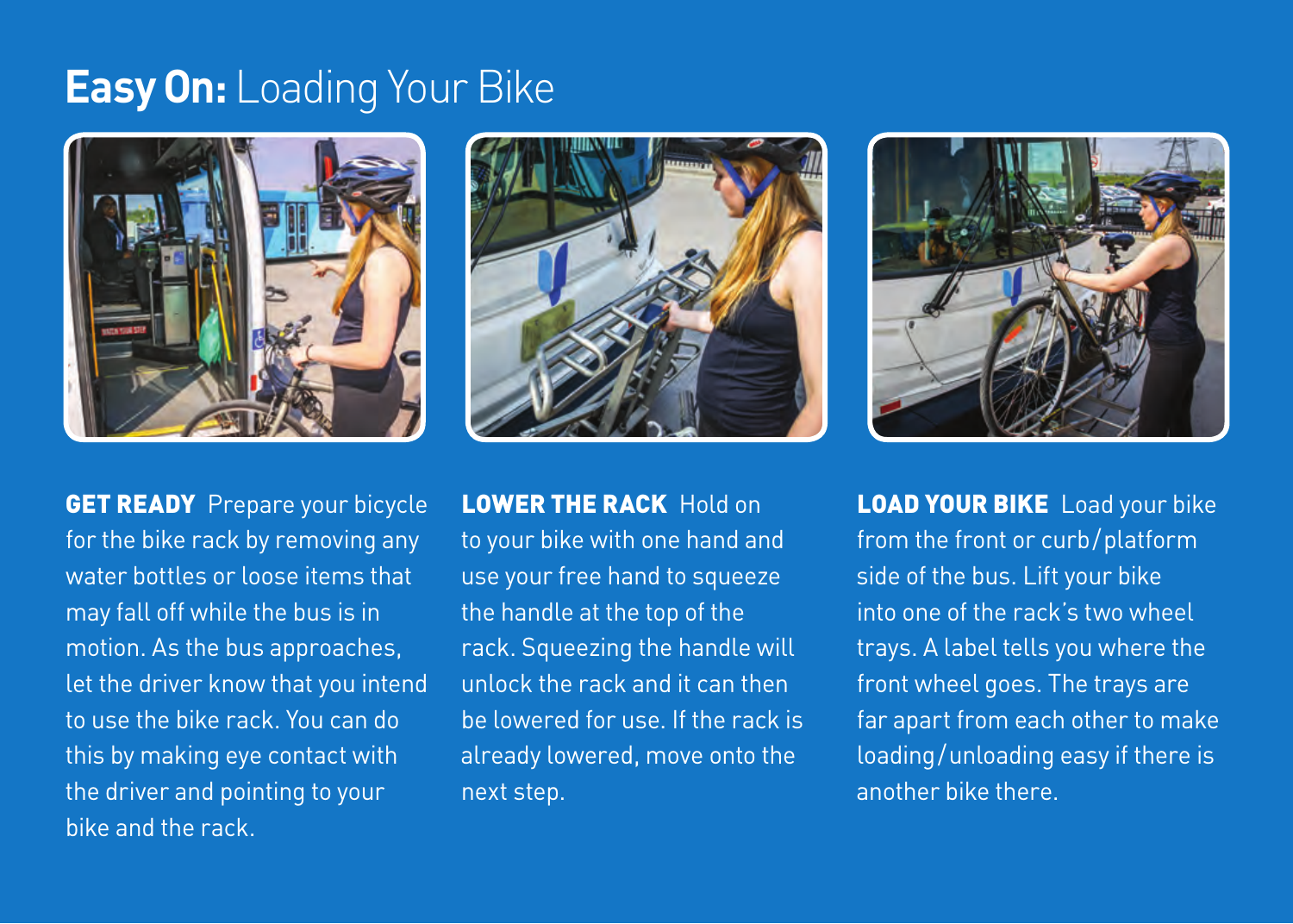# **Easy On:** Loading Your Bike

**GET READY** Prepare your bicycle for the bike rack by removing any water bottles or loose items that may fall off while the bus is in motion. As the bus approaches, let the driver know that you intend to use the bike rack. You can do this by making eye contact with the driver and pointing to your bike and the rack.

**LOWER THE RACK** Hold on to your bike with one hand and use your free hand to squeeze the handle at the top of the rack. Squeezing the handle will unlock the rack and it can then be lowered for use. If the rack is already lowered, move onto the next step.

**LOAD YOUR BIKE** Load your bike from the front or curb/platform side of the bus. Lift your bike into one of the rack's two wheel trays. A label tells you where the front wheel goes. The trays are far apart from each other to make loading/unloading easy if there is another bike there.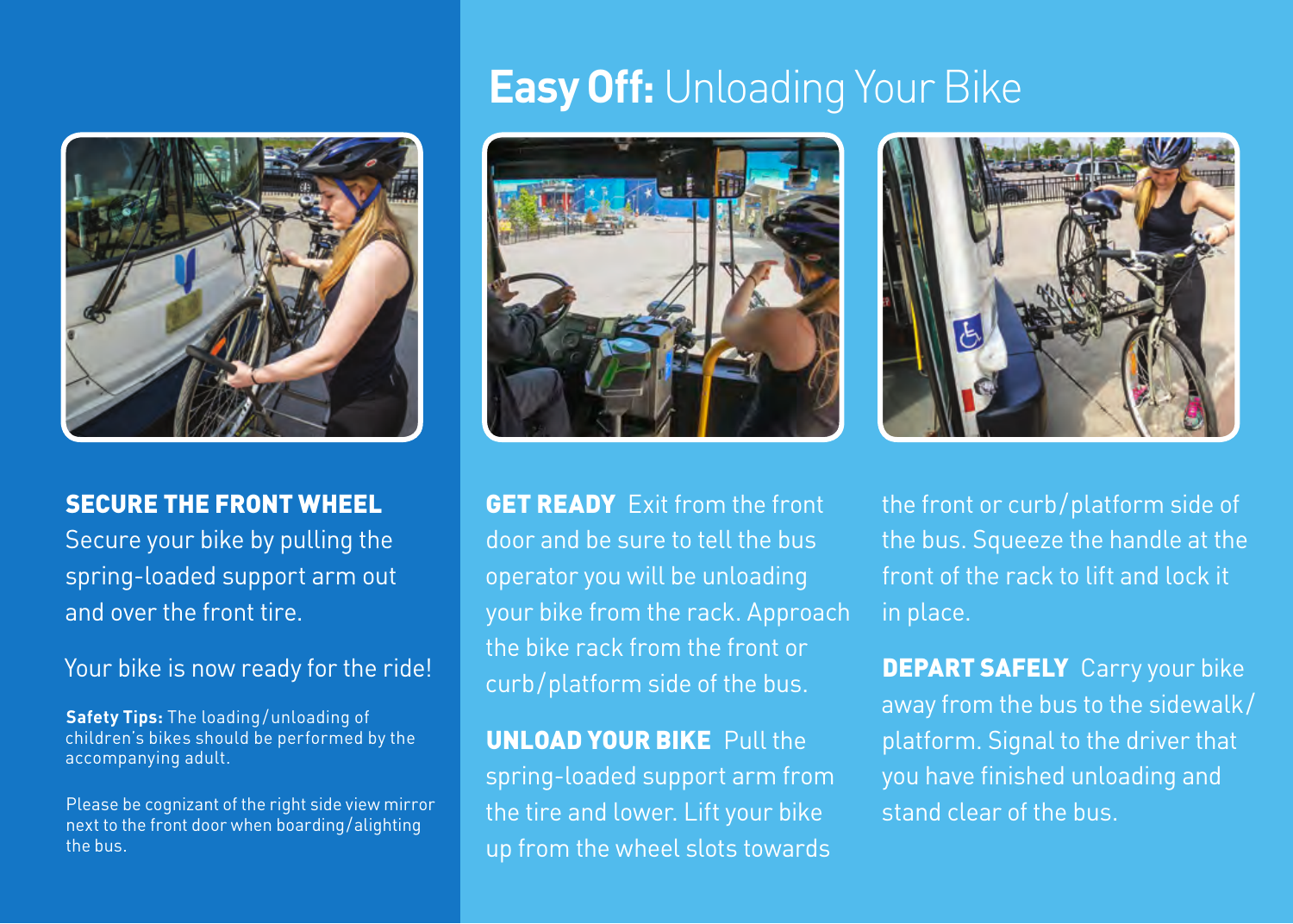**SECURE THE FRONT WHEEL** Secure your bike by pulling the spring-loaded support arm out and over the front tire.

Your bike is now ready for the ride!

**Safety Tips:** The loading/unloading of children's bikes should be performed by the accompanying adult.

Please be cognizant of the right side view mirror next to the front door when boarding/alighting the bus.

# **Easy Off:** Unloading Your Bike

**GET READY** Exit from the front door and be sure to tell the bus operator you will be unloading your bike from the rack. Approach the bike rack from the front or curb/platform side of the bus.

**UNLOAD YOUR BIKE** Pull the spring-loaded support arm from the tire and lower. Lift your bike up from the wheel slots towards the front or curb/platform side of the bus. Squeeze the handle at the front of the rack to lift and lock it in place.

**DEPART SAFELY** Carry your bike away from the bus to the sidewalk/platform. Signal to the driver that you have finished unloading and stand clear of the bus.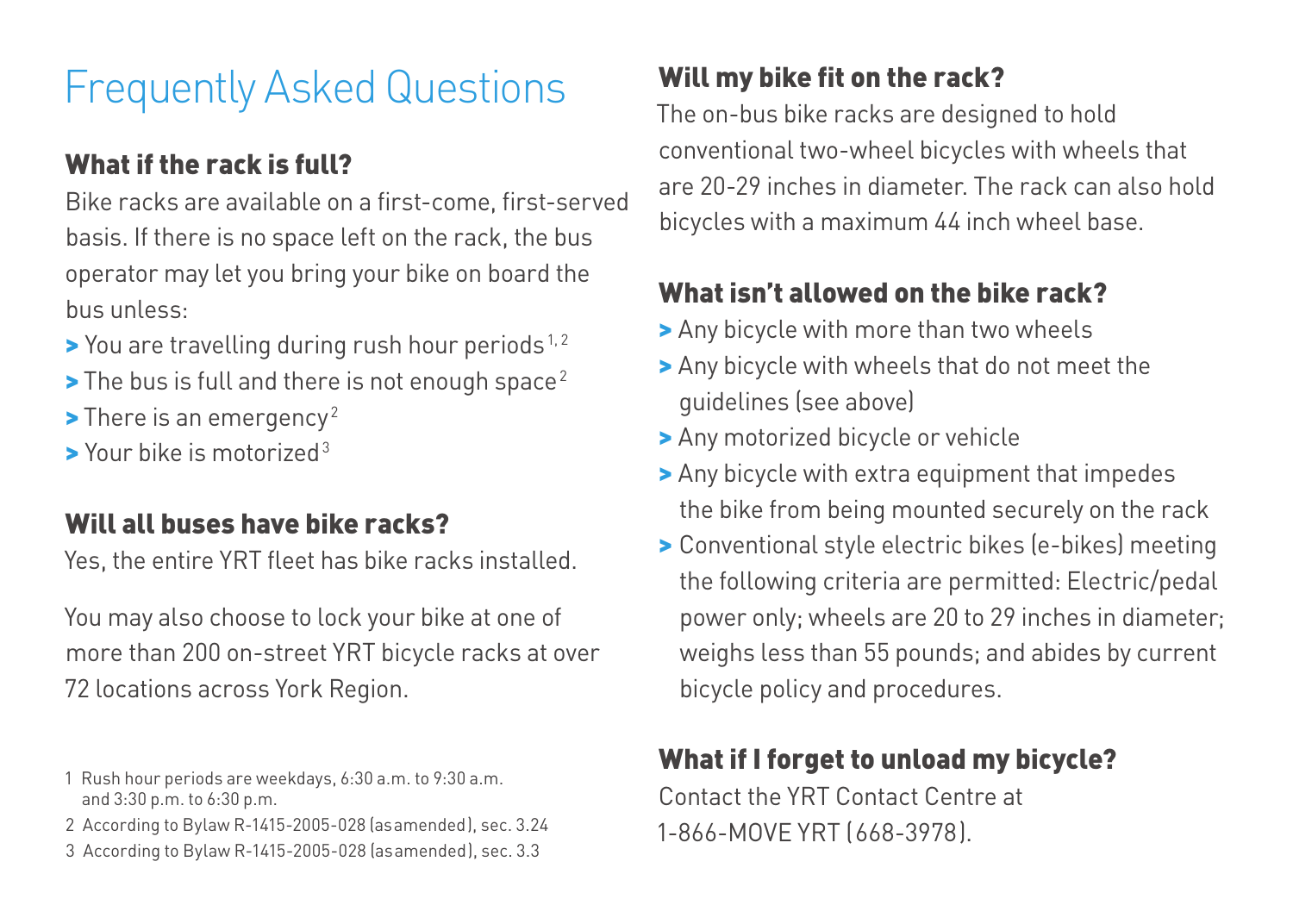# Frequently Asked Questions

## What if the rack is full?

Bike racks are available on a first-come, first-served basis. If there is no space left on the rack, the bus operator may let you bring your bike on board the bus unless:

- You are travelling during rush hour periods[1, 2]
- The bus is full and there is not enough space[2]
- There is an emergency[2]
- Your bike is motorized[3]

## Will all buses have bike racks?

Yes, the entire YRT fleet has bike racks installed.

You may also choose to lock your bike at one of more than 200 on-street YRT bicycle racks at over 72 locations across York Region.

1 Rush hour periods are weekdays, 6:30 a.m. to 9:30 a.m. and 3:30 p.m. to 6:30 p.m.

2 According to Bylaw R-1415-2005-028 (as amended), sec. 3.24

3 According to Bylaw R-1415-2005-028 (as amended), sec. 3.3

## Will my bike fit on the rack?

The on-bus bike racks are designed to hold conventional two-wheel bicycles with wheels that are 20-29 inches in diameter. The rack can also hold bicycles with a maximum 44 inch wheel base.

## What isn't allowed on the bike rack?

- Any bicycle with more than two wheels
- Any bicycle with wheels that do not meet the guidelines (see above)
- Any motorized bicycle or vehicle
- Any bicycle with extra equipment that impedes the bike from being mounted securely on the rack
- Conventional style electric bikes (e-bikes) meeting the following criteria are permitted: Electric/pedal power only; wheels are 20 to 29 inches in diameter; weighs less than 55 pounds; and abides by current bicycle policy and procedures.

## What if I forget to unload my bicycle?

Contact the YRT Contact Centre at 1-866-MOVE YRT (668-3978).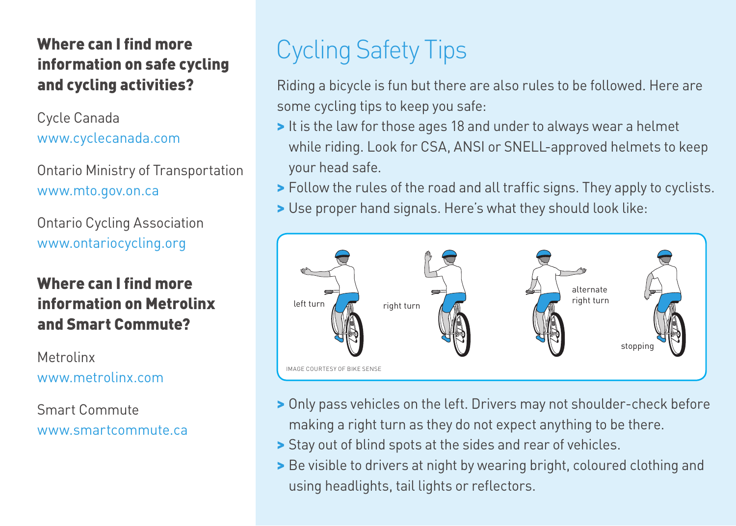### Where can I find more information on safe cycling and cycling activities?

Cycle Canada
www.cyclecanada.com

Ontario Ministry of Transportation
www.mto.gov.on.ca

Ontario Cycling Association
www.ontariocycling.org

### Where can I find more information on Metrolinx and Smart Commute?

Metrolinx
www.metrolinx.com

Smart Commute
www.smartcommute.ca

# Cycling Safety Tips

Riding a bicycle is fun but there are also rules to be followed. Here are some cycling tips to keep you safe:

- It is the law for those ages 18 and under to always wear a helmet while riding. Look for CSA, ANSI or SNELL-approved helmets to keep your head safe.
- Follow the rules of the road and all traffic signs. They apply to cyclists.
- Use proper hand signals. Here's what they should look like:

left turn | right turn | alternate right turn | stopping

IMAGE COURTESY OF BIKE SENSE

- Only pass vehicles on the left. Drivers may not shoulder-check before making a right turn as they do not expect anything to be there.
- Stay out of blind spots at the sides and rear of vehicles.
- Be visible to drivers at night by wearing bright, coloured clothing and using headlights, tail lights or reflectors.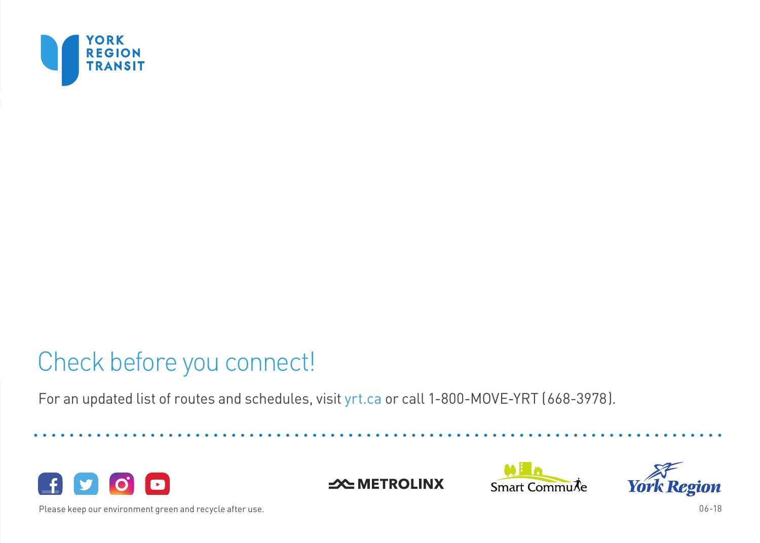YORK REGION TRANSIT

## Check before you connect!

For an updated list of routes and schedules, visit yrt.ca or call 1-800-MOVE-YRT (668-3978).

METROLINX

Smart Commute

York Region

Please keep our environment green and recycle after use.

06-18